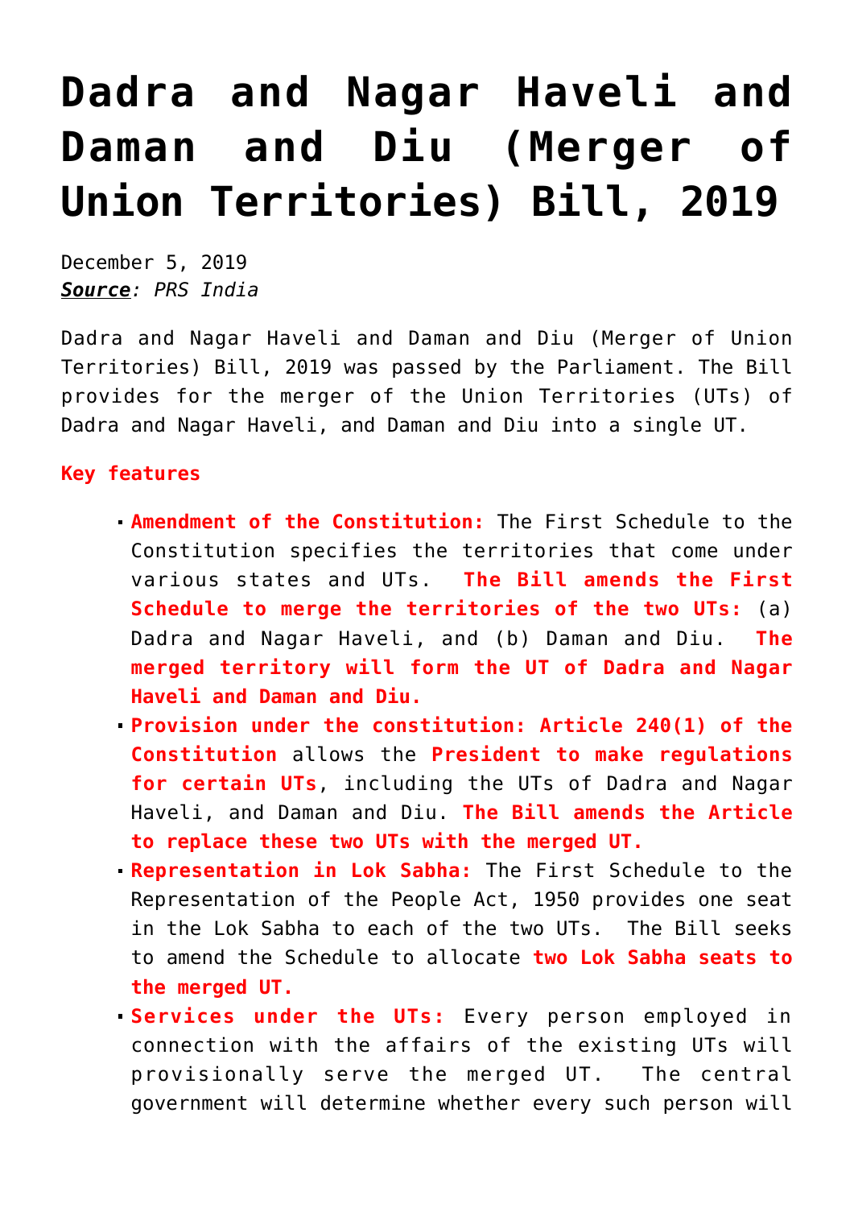# Dadra and Nagar Haveli and Daman and Diu (Merger of Union Territories) Bill, 2019

December 5, 2019
***Source***: *PRS India*

Dadra and Nagar Haveli and Daman and Diu (Merger of Union Territories) Bill, 2019 was passed by the Parliament. The Bill provides for the merger of the Union Territories (UTs) of Dadra and Nagar Haveli, and Daman and Diu into a single UT.

**Key features**

- **Amendment of the Constitution:** The First Schedule to the Constitution specifies the territories that come under various states and UTs. **The Bill amends the First Schedule to merge the territories of the two UTs:** (a) Dadra and Nagar Haveli, and (b) Daman and Diu. **The merged territory will form the UT of Dadra and Nagar Haveli and Daman and Diu.**
- **Provision under the constitution: Article 240(1) of the Constitution** allows the **President to make regulations for certain UTs**, including the UTs of Dadra and Nagar Haveli, and Daman and Diu. **The Bill amends the Article to replace these two UTs with the merged UT.**
- **Representation in Lok Sabha:** The First Schedule to the Representation of the People Act, 1950 provides one seat in the Lok Sabha to each of the two UTs. The Bill seeks to amend the Schedule to allocate **two Lok Sabha seats to the merged UT.**
- **Services under the UTs:** Every person employed in connection with the affairs of the existing UTs will provisionally serve the merged UT. The central government will determine whether every such person will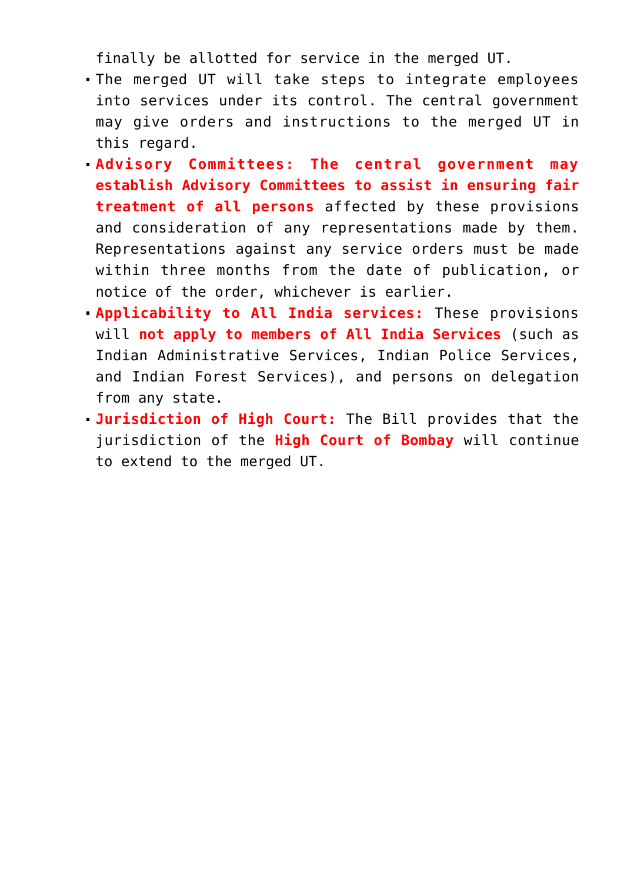finally be allotted for service in the merged UT.

- The merged UT will take steps to integrate employees into services under its control. The central government may give orders and instructions to the merged UT in this regard.
- **Advisory Committees: The central government may establish Advisory Committees to assist in ensuring fair treatment of all persons** affected by these provisions and consideration of any representations made by them. Representations against any service orders must be made within three months from the date of publication, or notice of the order, whichever is earlier.
- **Applicability to All India services:** These provisions will **not apply to members of All India Services** (such as Indian Administrative Services, Indian Police Services, and Indian Forest Services), and persons on delegation from any state.
- **Jurisdiction of High Court:** The Bill provides that the jurisdiction of the **High Court of Bombay** will continue to extend to the merged UT.